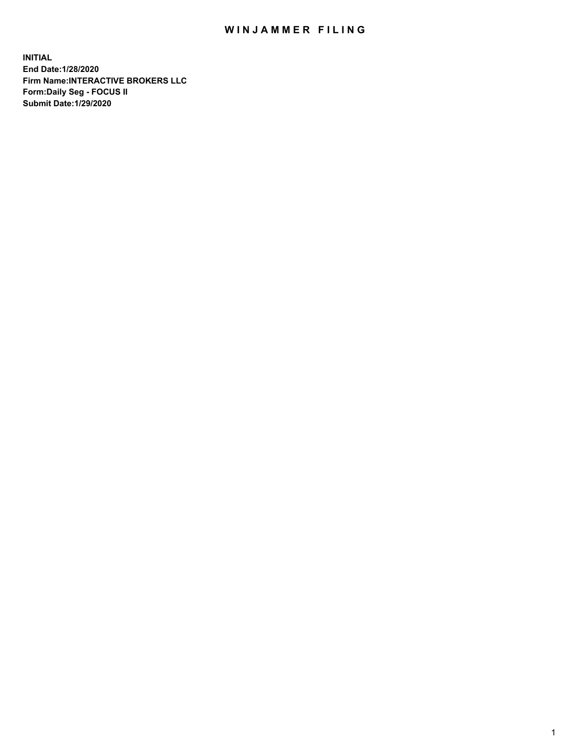# WINJAMMER FILING

**INITIAL**
**End Date:1/28/2020**
**Firm Name:INTERACTIVE BROKERS LLC**
**Form:Daily Seg - FOCUS II**
**Submit Date:1/29/2020**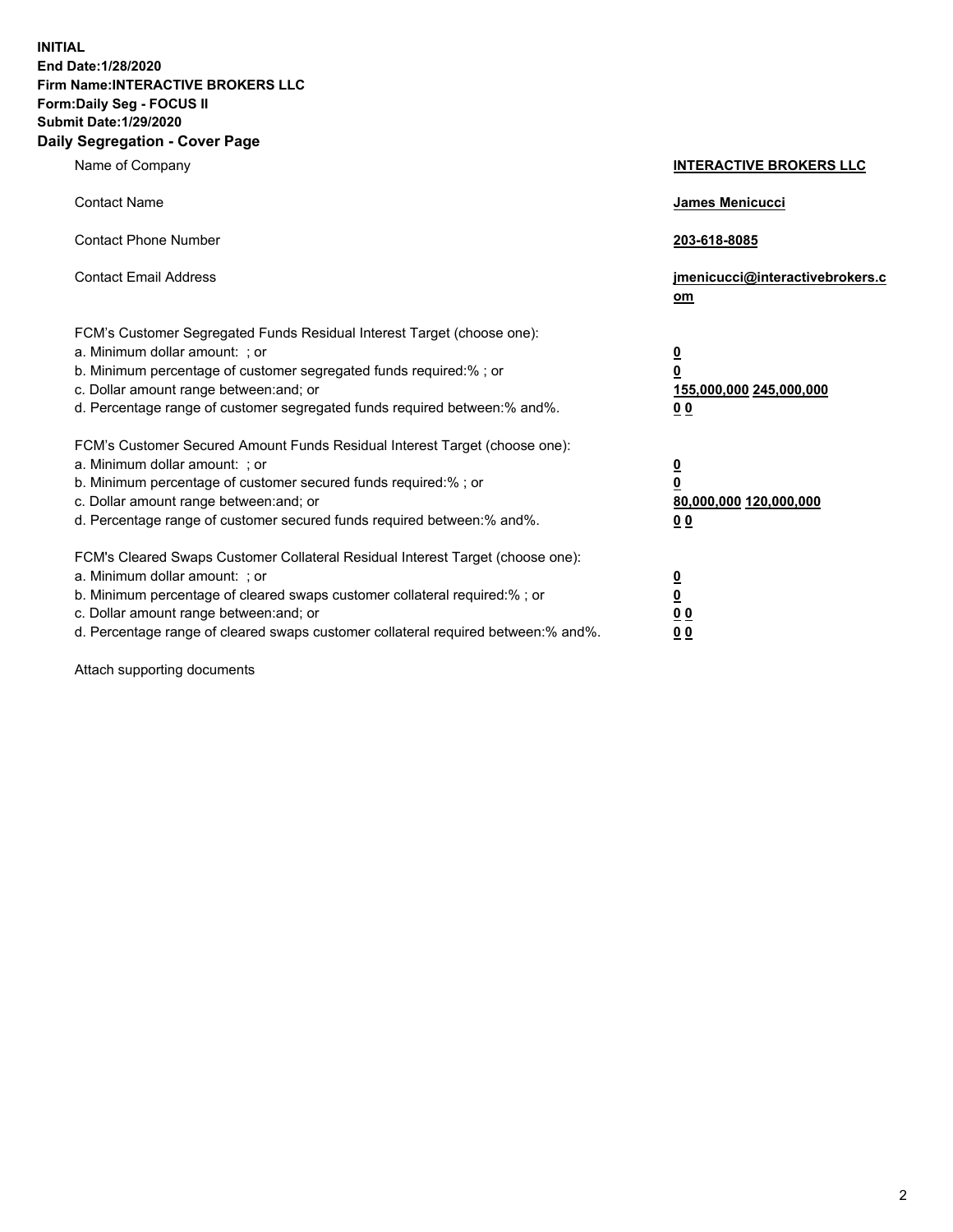**INITIAL**
**End Date:1/28/2020**
**Firm Name:INTERACTIVE BROKERS LLC**
**Form:Daily Seg - FOCUS II**
**Submit Date:1/29/2020**

**Daily Segregation - Cover Page**

| | |
|---|---|
| Name of Company | **INTERACTIVE BROKERS LLC** |
| Contact Name | **James Menicucci** |
| Contact Phone Number | **203-618-8085** |
| Contact Email Address | **jmenicucci@interactivebrokers.com** |

FCM's Customer Segregated Funds Residual Interest Target (choose one):

| | |
|---|---|
| a. Minimum dollar amount: ; or | **0** |
| b. Minimum percentage of customer segregated funds required:% ; or | **0** |
| c. Dollar amount range between:and; or | **155,000,000 245,000,000** |
| d. Percentage range of customer segregated funds required between:% and%. | **0 0** |

FCM's Customer Secured Amount Funds Residual Interest Target (choose one):

| | |
|---|---|
| a. Minimum dollar amount: ; or | **0** |
| b. Minimum percentage of customer secured funds required:% ; or | **0** |
| c. Dollar amount range between:and; or | **80,000,000 120,000,000** |
| d. Percentage range of customer secured funds required between:% and%. | **0 0** |

FCM's Cleared Swaps Customer Collateral Residual Interest Target (choose one):

| | |
|---|---|
| a. Minimum dollar amount: ; or | **0** |
| b. Minimum percentage of cleared swaps customer collateral required:% ; or | **0** |
| c. Dollar amount range between:and; or | **0 0** |
| d. Percentage range of cleared swaps customer collateral required between:% and%. | **0 0** |

Attach supporting documents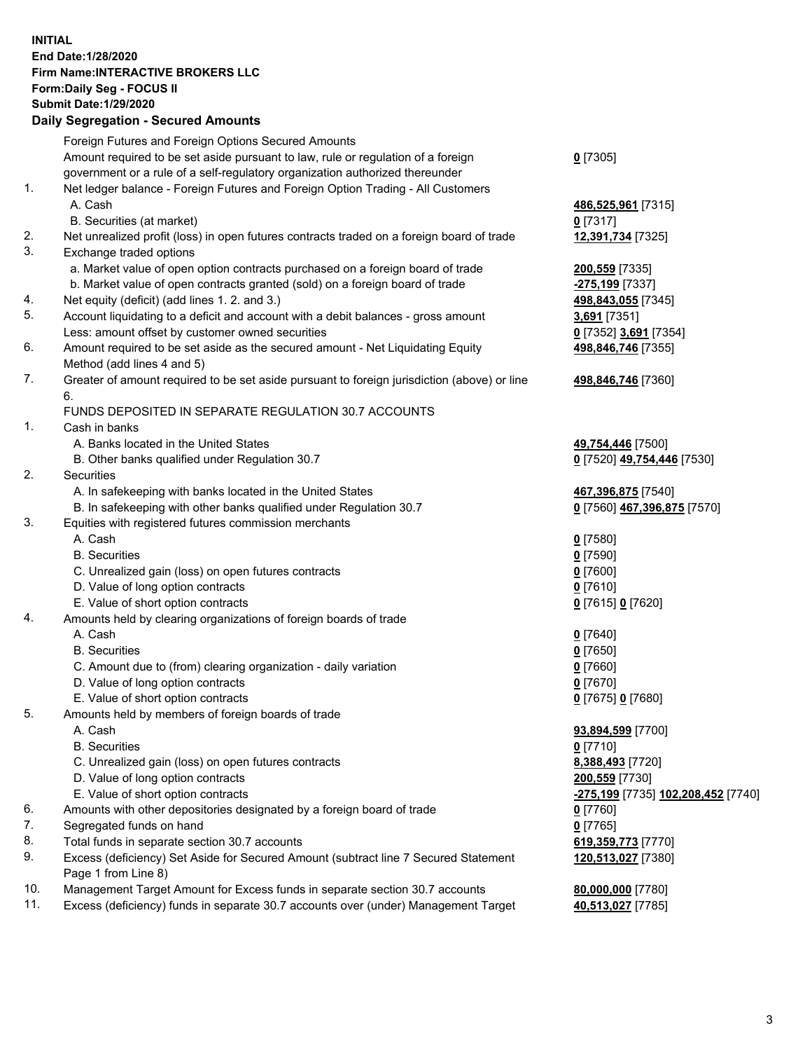**INITIAL**
**End Date:1/28/2020**
**Firm Name:INTERACTIVE BROKERS LLC**
**Form:Daily Seg - FOCUS II**
**Submit Date:1/29/2020**

**Daily Segregation - Secured Amounts**

| | | |
|---|---|---|
| | Foreign Futures and Foreign Options Secured Amounts | |
| | Amount required to be set aside pursuant to law, rule or regulation of a foreign government or a rule of a self-regulatory organization authorized thereunder | **0** [7305] |
| 1. | Net ledger balance - Foreign Futures and Foreign Option Trading - All Customers | |
| | A. Cash | **486,525,961** [7315] |
| | B. Securities (at market) | **0** [7317] |
| 2. | Net unrealized profit (loss) in open futures contracts traded on a foreign board of trade | **12,391,734** [7325] |
| 3. | Exchange traded options | |
| | a. Market value of open option contracts purchased on a foreign board of trade | **200,559** [7335] |
| | b. Market value of open contracts granted (sold) on a foreign board of trade | **-275,199** [7337] |
| 4. | Net equity (deficit) (add lines 1. 2. and 3.) | **498,843,055** [7345] |
| 5. | Account liquidating to a deficit and account with a debit balances - gross amount | **3,691** [7351] |
| | Less: amount offset by customer owned securities | **0** [7352] **3,691** [7354] |
| 6. | Amount required to be set aside as the secured amount - Net Liquidating Equity Method (add lines 4 and 5) | **498,846,746** [7355] |
| 7. | Greater of amount required to be set aside pursuant to foreign jurisdiction (above) or line 6. | **498,846,746** [7360] |
| | FUNDS DEPOSITED IN SEPARATE REGULATION 30.7 ACCOUNTS | |
| 1. | Cash in banks | |
| | A. Banks located in the United States | **49,754,446** [7500] |
| | B. Other banks qualified under Regulation 30.7 | **0** [7520] **49,754,446** [7530] |
| 2. | Securities | |
| | A. In safekeeping with banks located in the United States | **467,396,875** [7540] |
| | B. In safekeeping with other banks qualified under Regulation 30.7 | **0** [7560] **467,396,875** [7570] |
| 3. | Equities with registered futures commission merchants | |
| | A. Cash | **0** [7580] |
| | B. Securities | **0** [7590] |
| | C. Unrealized gain (loss) on open futures contracts | **0** [7600] |
| | D. Value of long option contracts | **0** [7610] |
| | E. Value of short option contracts | **0** [7615] **0** [7620] |
| 4. | Amounts held by clearing organizations of foreign boards of trade | |
| | A. Cash | **0** [7640] |
| | B. Securities | **0** [7650] |
| | C. Amount due to (from) clearing organization - daily variation | **0** [7660] |
| | D. Value of long option contracts | **0** [7670] |
| | E. Value of short option contracts | **0** [7675] **0** [7680] |
| 5. | Amounts held by members of foreign boards of trade | |
| | A. Cash | **93,894,599** [7700] |
| | B. Securities | **0** [7710] |
| | C. Unrealized gain (loss) on open futures contracts | **8,388,493** [7720] |
| | D. Value of long option contracts | **200,559** [7730] |
| | E. Value of short option contracts | **-275,199** [7735] **102,208,452** [7740] |
| 6. | Amounts with other depositories designated by a foreign board of trade | **0** [7760] |
| 7. | Segregated funds on hand | **0** [7765] |
| 8. | Total funds in separate section 30.7 accounts | **619,359,773** [7770] |
| 9. | Excess (deficiency) Set Aside for Secured Amount (subtract line 7 Secured Statement Page 1 from Line 8) | **120,513,027** [7380] |
| 10. | Management Target Amount for Excess funds in separate section 30.7 accounts | **80,000,000** [7780] |
| 11. | Excess (deficiency) funds in separate 30.7 accounts over (under) Management Target | **40,513,027** [7785] |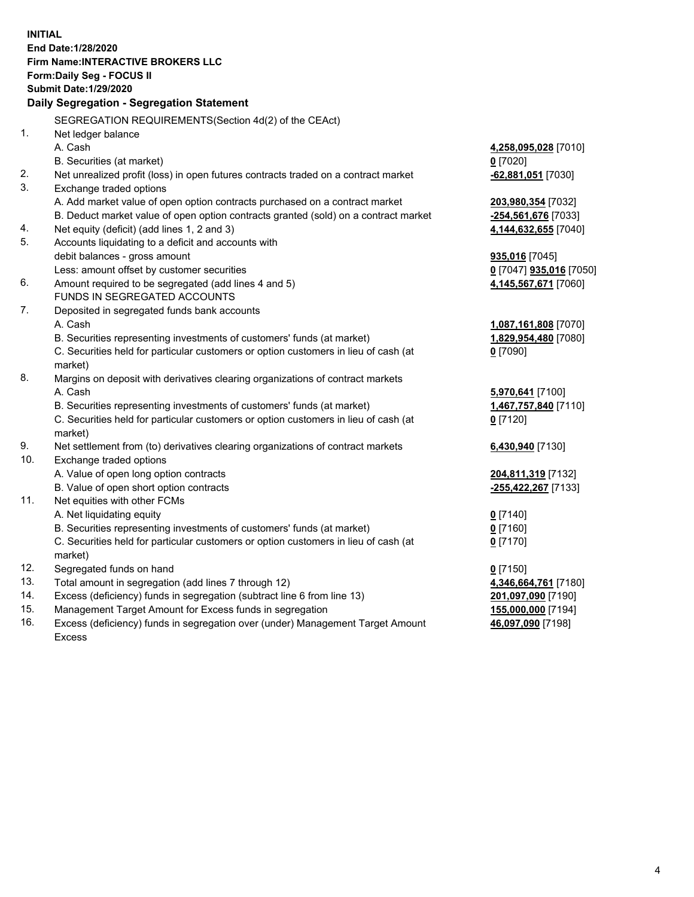**INITIAL**
**End Date:1/28/2020**
**Firm Name:INTERACTIVE BROKERS LLC**
**Form:Daily Seg - FOCUS II**
**Submit Date:1/29/2020**

## Daily Segregation - Segregation Statement

SEGREGATION REQUIREMENTS(Section 4d(2) of the CEAct)

| | | |
|---|---|---|
| 1. | Net ledger balance | |
| | A. Cash | **4,258,095,028** [7010] |
| | B. Securities (at market) | **0** [7020] |
| 2. | Net unrealized profit (loss) in open futures contracts traded on a contract market | **-62,881,051** [7030] |
| 3. | Exchange traded options | |
| | A. Add market value of open option contracts purchased on a contract market | **203,980,354** [7032] |
| | B. Deduct market value of open option contracts granted (sold) on a contract market | **-254,561,676** [7033] |
| 4. | Net equity (deficit) (add lines 1, 2 and 3) | **4,144,632,655** [7040] |
| 5. | Accounts liquidating to a deficit and accounts with debit balances - gross amount | **935,016** [7045] |
| | Less: amount offset by customer securities | **0** [7047] **935,016** [7050] |
| 6. | Amount required to be segregated (add lines 4 and 5) | **4,145,567,671** [7060] |
| | FUNDS IN SEGREGATED ACCOUNTS | |
| 7. | Deposited in segregated funds bank accounts | |
| | A. Cash | **1,087,161,808** [7070] |
| | B. Securities representing investments of customers' funds (at market) | **1,829,954,480** [7080] |
| | C. Securities held for particular customers or option customers in lieu of cash (at market) | **0** [7090] |
| 8. | Margins on deposit with derivatives clearing organizations of contract markets | |
| | A. Cash | **5,970,641** [7100] |
| | B. Securities representing investments of customers' funds (at market) | **1,467,757,840** [7110] |
| | C. Securities held for particular customers or option customers in lieu of cash (at market) | **0** [7120] |
| 9. | Net settlement from (to) derivatives clearing organizations of contract markets | **6,430,940** [7130] |
| 10. | Exchange traded options | |
| | A. Value of open long option contracts | **204,811,319** [7132] |
| | B. Value of open short option contracts | **-255,422,267** [7133] |
| 11. | Net equities with other FCMs | |
| | A. Net liquidating equity | **0** [7140] |
| | B. Securities representing investments of customers' funds (at market) | **0** [7160] |
| | C. Securities held for particular customers or option customers in lieu of cash (at market) | **0** [7170] |
| 12. | Segregated funds on hand | **0** [7150] |
| 13. | Total amount in segregation (add lines 7 through 12) | **4,346,664,761** [7180] |
| 14. | Excess (deficiency) funds in segregation (subtract line 6 from line 13) | **201,097,090** [7190] |
| 15. | Management Target Amount for Excess funds in segregation | **155,000,000** [7194] |
| 16. | Excess (deficiency) funds in segregation over (under) Management Target Amount Excess | **46,097,090** [7198] |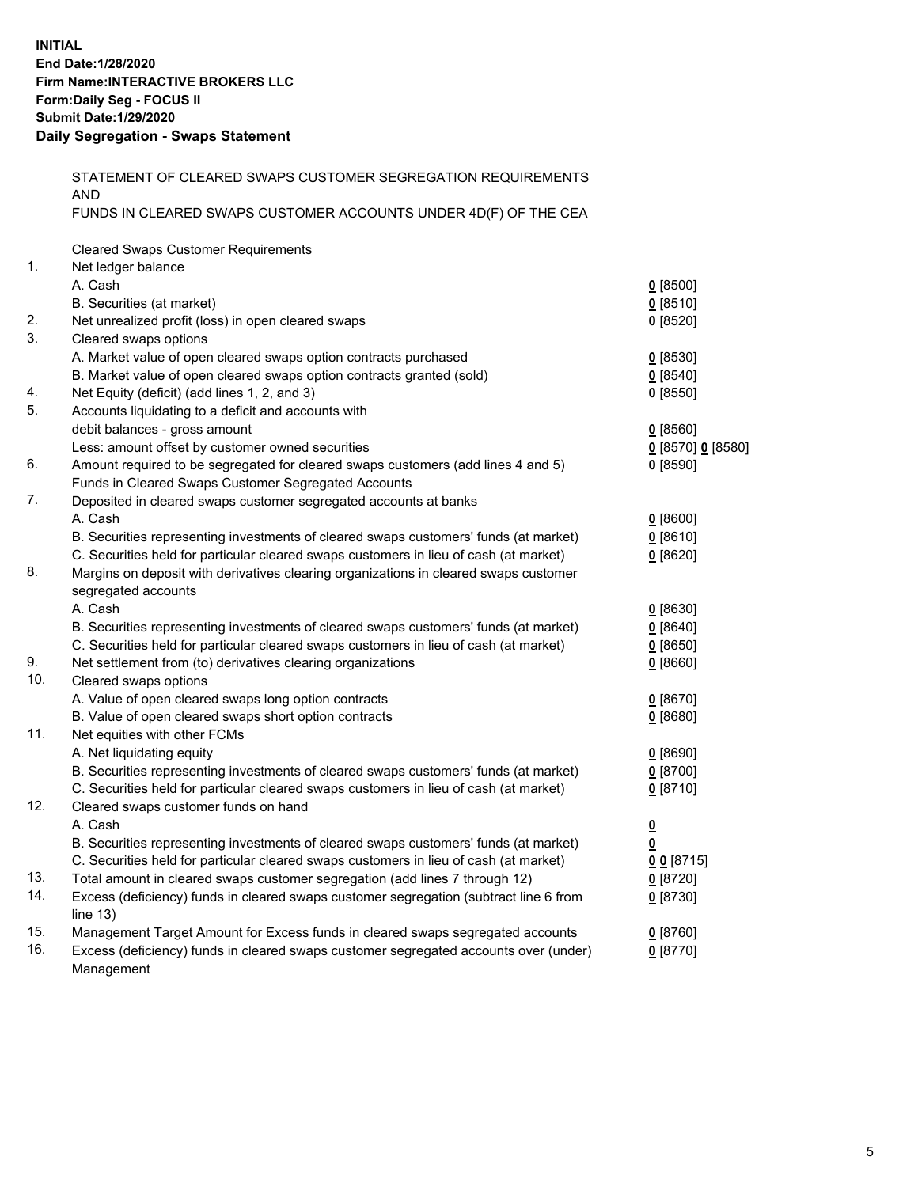**INITIAL**
**End Date:1/28/2020**
**Firm Name:INTERACTIVE BROKERS LLC**
**Form:Daily Seg - FOCUS II**
**Submit Date:1/29/2020**
**Daily Segregation - Swaps Statement**

STATEMENT OF CLEARED SWAPS CUSTOMER SEGREGATION REQUIREMENTS
AND
FUNDS IN CLEARED SWAPS CUSTOMER ACCOUNTS UNDER 4D(F) OF THE CEA

| | | |
|---|---|---|
| | Cleared Swaps Customer Requirements | |
| 1. | Net ledger balance | |
| | A. Cash | 0 [8500] |
| | B. Securities (at market) | 0 [8510] |
| 2. | Net unrealized profit (loss) in open cleared swaps | 0 [8520] |
| 3. | Cleared swaps options | |
| | A. Market value of open cleared swaps option contracts purchased | 0 [8530] |
| | B. Market value of open cleared swaps option contracts granted (sold) | 0 [8540] |
| 4. | Net Equity (deficit) (add lines 1, 2, and 3) | 0 [8550] |
| 5. | Accounts liquidating to a deficit and accounts with | |
| | debit balances - gross amount | 0 [8560] |
| | Less: amount offset by customer owned securities | 0 [8570] 0 [8580] |
| 6. | Amount required to be segregated for cleared swaps customers (add lines 4 and 5) | 0 [8590] |
| | Funds in Cleared Swaps Customer Segregated Accounts | |
| 7. | Deposited in cleared swaps customer segregated accounts at banks | |
| | A. Cash | 0 [8600] |
| | B. Securities representing investments of cleared swaps customers' funds (at market) | 0 [8610] |
| | C. Securities held for particular cleared swaps customers in lieu of cash (at market) | 0 [8620] |
| 8. | Margins on deposit with derivatives clearing organizations in cleared swaps customer segregated accounts | |
| | A. Cash | 0 [8630] |
| | B. Securities representing investments of cleared swaps customers' funds (at market) | 0 [8640] |
| | C. Securities held for particular cleared swaps customers in lieu of cash (at market) | 0 [8650] |
| 9. | Net settlement from (to) derivatives clearing organizations | 0 [8660] |
| 10. | Cleared swaps options | |
| | A. Value of open cleared swaps long option contracts | 0 [8670] |
| | B. Value of open cleared swaps short option contracts | 0 [8680] |
| 11. | Net equities with other FCMs | |
| | A. Net liquidating equity | 0 [8690] |
| | B. Securities representing investments of cleared swaps customers' funds (at market) | 0 [8700] |
| | C. Securities held for particular cleared swaps customers in lieu of cash (at market) | 0 [8710] |
| 12. | Cleared swaps customer funds on hand | |
| | A. Cash | 0 |
| | B. Securities representing investments of cleared swaps customers' funds (at market) | 0 |
| | C. Securities held for particular cleared swaps customers in lieu of cash (at market) | 0 0 [8715] |
| 13. | Total amount in cleared swaps customer segregation (add lines 7 through 12) | 0 [8720] |
| 14. | Excess (deficiency) funds in cleared swaps customer segregation (subtract line 6 from line 13) | 0 [8730] |
| 15. | Management Target Amount for Excess funds in cleared swaps segregated accounts | 0 [8760] |
| 16. | Excess (deficiency) funds in cleared swaps customer segregated accounts over (under) Management | 0 [8770] |